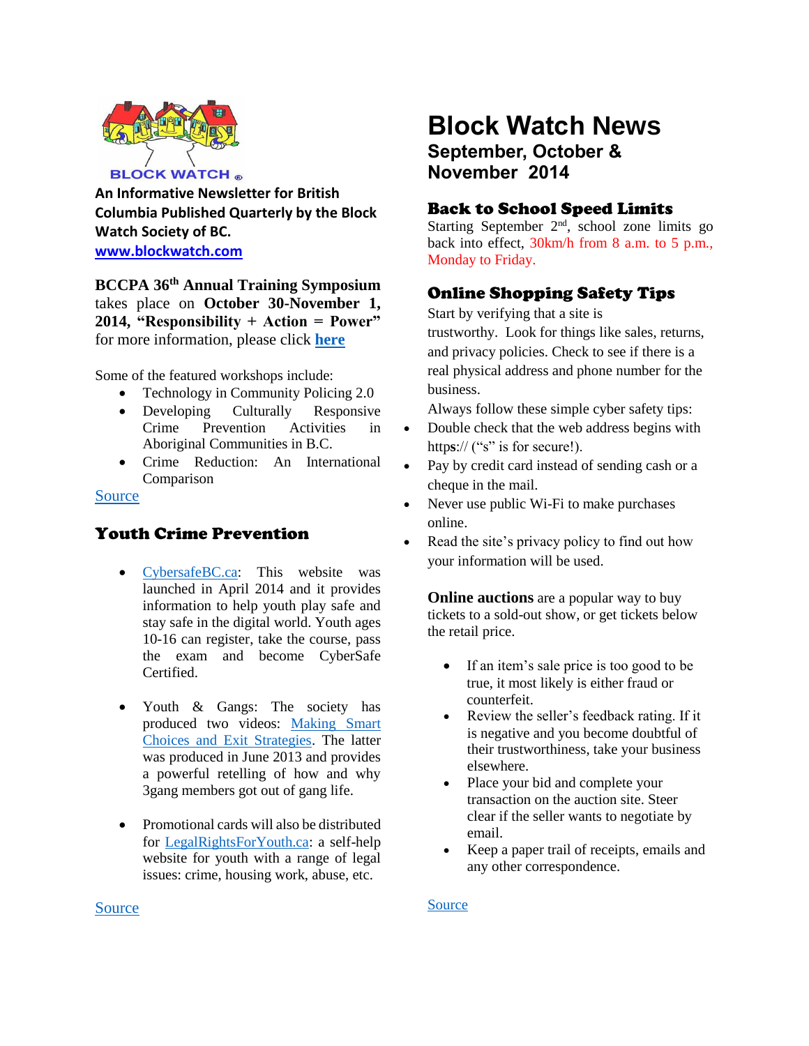BLOCK WATCH®

**An Informative Newsletter for British Columbia Published Quarterly by the Block Watch Society of BC.**
**[www.blockwatch.com](www.blockwatch.com)**

# Block Watch News

## September, October & November 2014

**BCCPA 36th Annual Training Symposium** takes place on **October 30-November 1, 2014, "Responsibility + Action = Power"** for more information, please click **here**

Some of the featured workshops include:

- Technology in Community Policing 2.0
- Developing Culturally Responsive Crime Prevention Activities in Aboriginal Communities in B.C.
- Crime Reduction: An International Comparison

Source

### Youth Crime Prevention

- CybersafeBC.ca: This website was launched in April 2014 and it provides information to help youth play safe and stay safe in the digital world. Youth ages 10-16 can register, take the course, pass the exam and become CyberSafe Certified.

- Youth & Gangs: The society has produced two videos: Making Smart Choices and Exit Strategies. The latter was produced in June 2013 and provides a powerful retelling of how and why 3gang members got out of gang life.

- Promotional cards will also be distributed for LegalRightsForYouth.ca: a self-help website for youth with a range of legal issues: crime, housing work, abuse, etc.

Source

### Back to School Speed Limits

Starting September 2nd, school zone limits go back into effect, 30km/h from 8 a.m. to 5 p.m., Monday to Friday.

### Online Shopping Safety Tips

Start by verifying that a site is trustworthy. Look for things like sales, returns, and privacy policies. Check to see if there is a real physical address and phone number for the business.

Always follow these simple cyber safety tips:

- Double check that the web address begins with http**s**:// ("s" is for secure!).
- Pay by credit card instead of sending cash or a cheque in the mail.
- Never use public Wi-Fi to make purchases online.
- Read the site's privacy policy to find out how your information will be used.

**Online auctions** are a popular way to buy tickets to a sold-out show, or get tickets below the retail price.

- If an item's sale price is too good to be true, it most likely is either fraud or counterfeit.
- Review the seller's feedback rating. If it is negative and you become doubtful of their trustworthiness, take your business elsewhere.
- Place your bid and complete your transaction on the auction site. Steer clear if the seller wants to negotiate by email.
- Keep a paper trail of receipts, emails and any other correspondence.

Source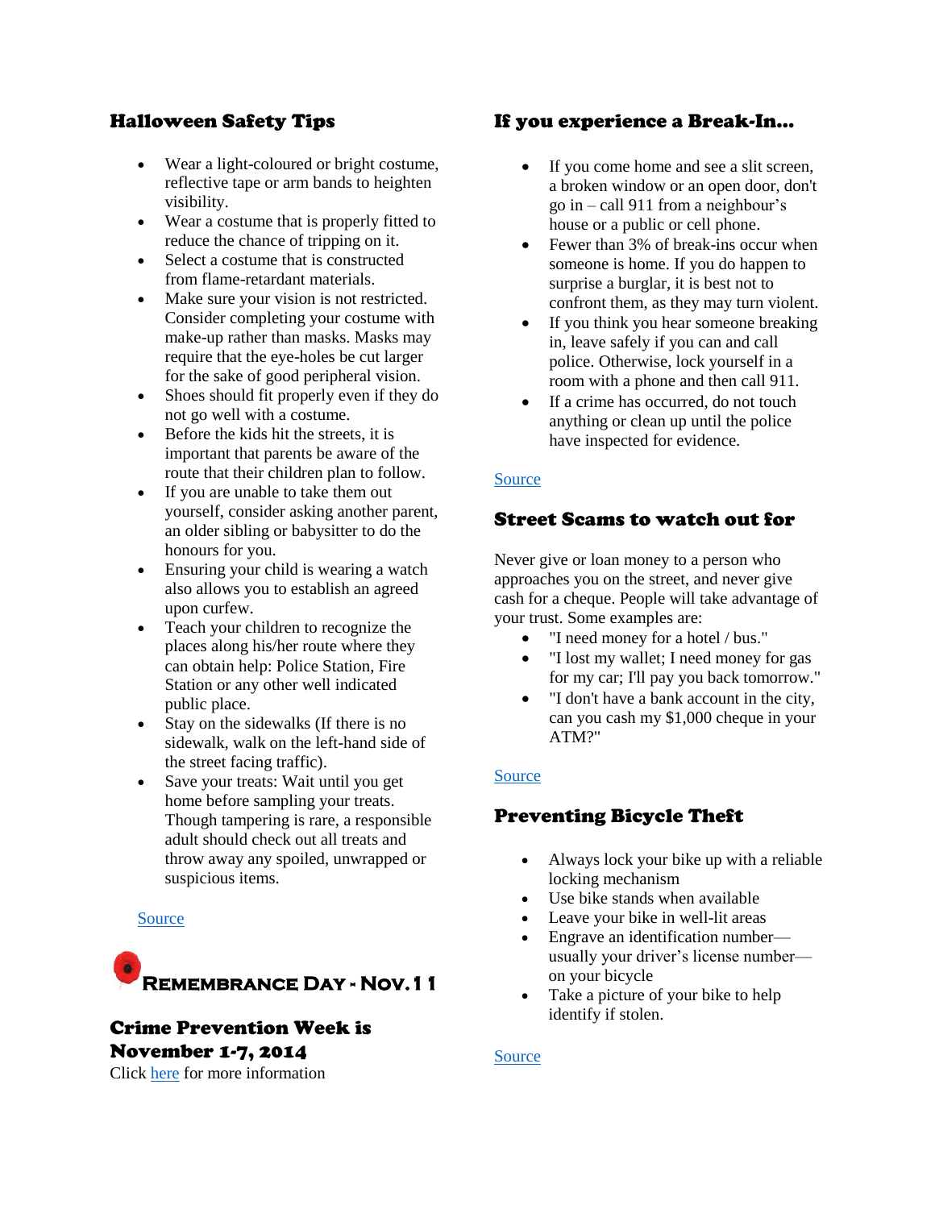## Halloween Safety Tips

- Wear a light-coloured or bright costume, reflective tape or arm bands to heighten visibility.
- Wear a costume that is properly fitted to reduce the chance of tripping on it.
- Select a costume that is constructed from flame-retardant materials.
- Make sure your vision is not restricted. Consider completing your costume with make-up rather than masks. Masks may require that the eye-holes be cut larger for the sake of good peripheral vision.
- Shoes should fit properly even if they do not go well with a costume.
- Before the kids hit the streets, it is important that parents be aware of the route that their children plan to follow.
- If you are unable to take them out yourself, consider asking another parent, an older sibling or babysitter to do the honours for you.
- Ensuring your child is wearing a watch also allows you to establish an agreed upon curfew.
- Teach your children to recognize the places along his/her route where they can obtain help: Police Station, Fire Station or any other well indicated public place.
- Stay on the sidewalks (If there is no sidewalk, walk on the left-hand side of the street facing traffic).
- Save your treats: Wait until you get home before sampling your treats. Though tampering is rare, a responsible adult should check out all treats and throw away any spoiled, unwrapped or suspicious items.

Source

## Remembrance Day - Nov. 11

## Crime Prevention Week is November 1-7, 2014

Click here for more information

## If you experience a Break-In...

- If you come home and see a slit screen, a broken window or an open door, don't go in – call 911 from a neighbour's house or a public or cell phone.
- Fewer than 3% of break-ins occur when someone is home. If you do happen to surprise a burglar, it is best not to confront them, as they may turn violent.
- If you think you hear someone breaking in, leave safely if you can and call police. Otherwise, lock yourself in a room with a phone and then call 911.
- If a crime has occurred, do not touch anything or clean up until the police have inspected for evidence.

Source

## Street Scams to watch out for

Never give or loan money to a person who approaches you on the street, and never give cash for a cheque. People will take advantage of your trust. Some examples are:

- "I need money for a hotel / bus."
- "I lost my wallet; I need money for gas for my car; I'll pay you back tomorrow."
- "I don't have a bank account in the city, can you cash my $1,000 cheque in your ATM?"

Source

## Preventing Bicycle Theft

- Always lock your bike up with a reliable locking mechanism
- Use bike stands when available
- Leave your bike in well-lit areas
- Engrave an identification number—usually your driver's license number—on your bicycle
- Take a picture of your bike to help identify if stolen.

Source